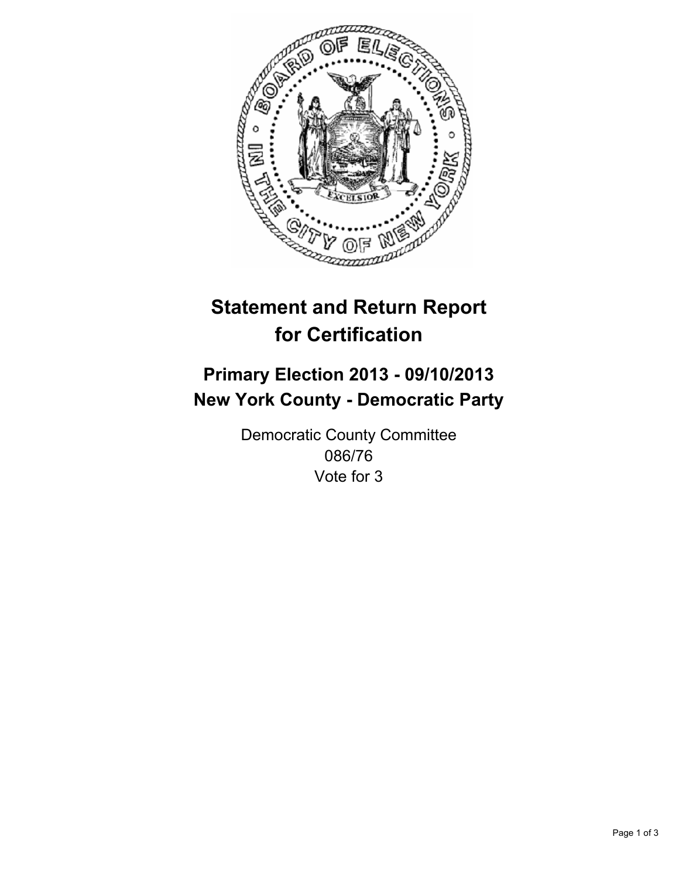# Statement and Return Report for Certification

## Primary Election 2013 - 09/10/2013
## New York County - Democratic Party

Democratic County Committee
086/76
Vote for 3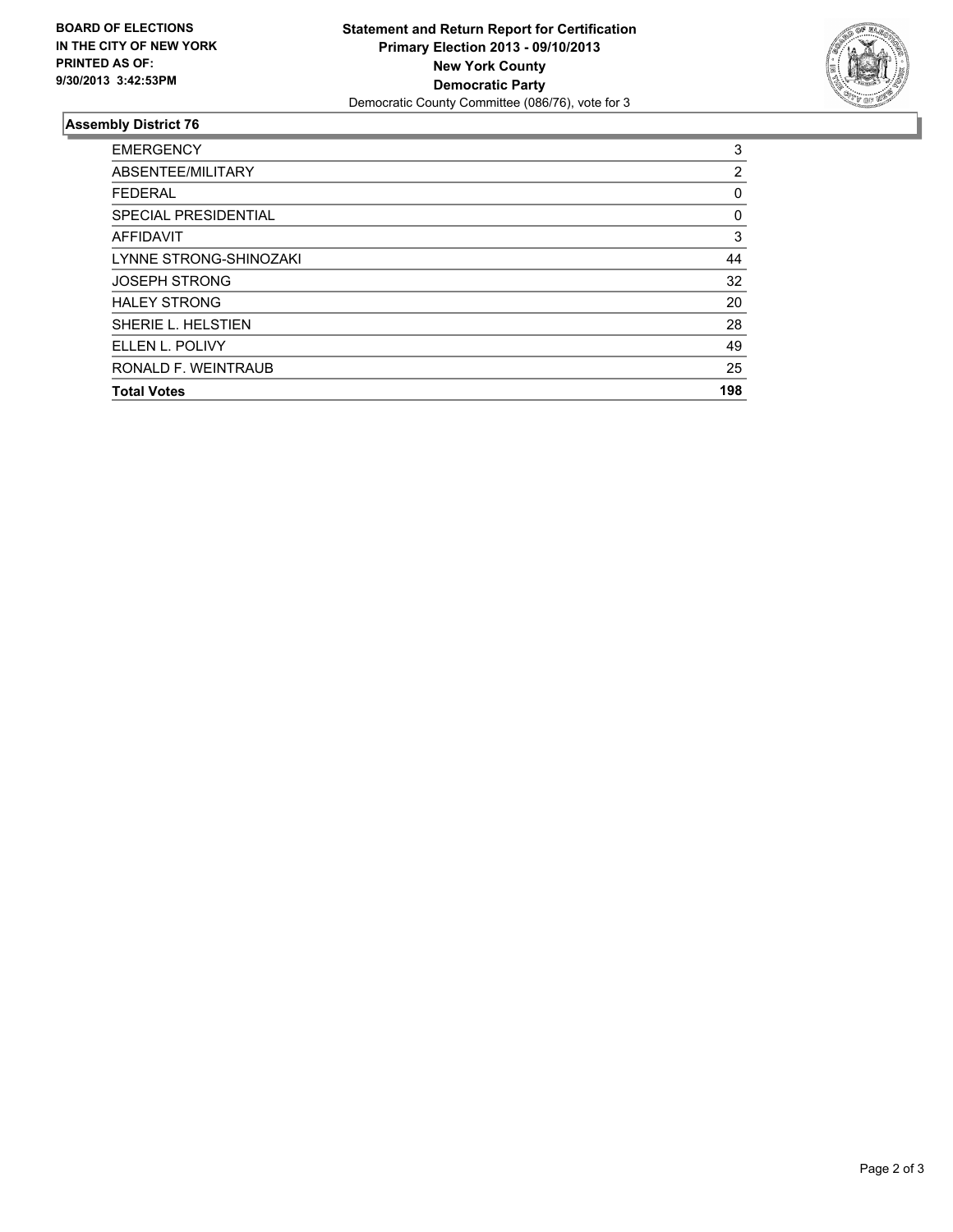**BOARD OF ELECTIONS IN THE CITY OF NEW YORK PRINTED AS OF: 9/30/2013 3:42:53PM**

**Statement and Return Report for Certification**
**Primary Election 2013 - 09/10/2013**
**New York County**
**Democratic Party**
Democratic County Committee (086/76), vote for 3

## Assembly District 76

| | |
|---|---|
| EMERGENCY | 3 |
| ABSENTEE/MILITARY | 2 |
| FEDERAL | 0 |
| SPECIAL PRESIDENTIAL | 0 |
| AFFIDAVIT | 3 |
| LYNNE STRONG-SHINOZAKI | 44 |
| JOSEPH STRONG | 32 |
| HALEY STRONG | 20 |
| SHERIE L. HELSTIEN | 28 |
| ELLEN L. POLIVY | 49 |
| RONALD F. WEINTRAUB | 25 |
| **Total Votes** | **198** |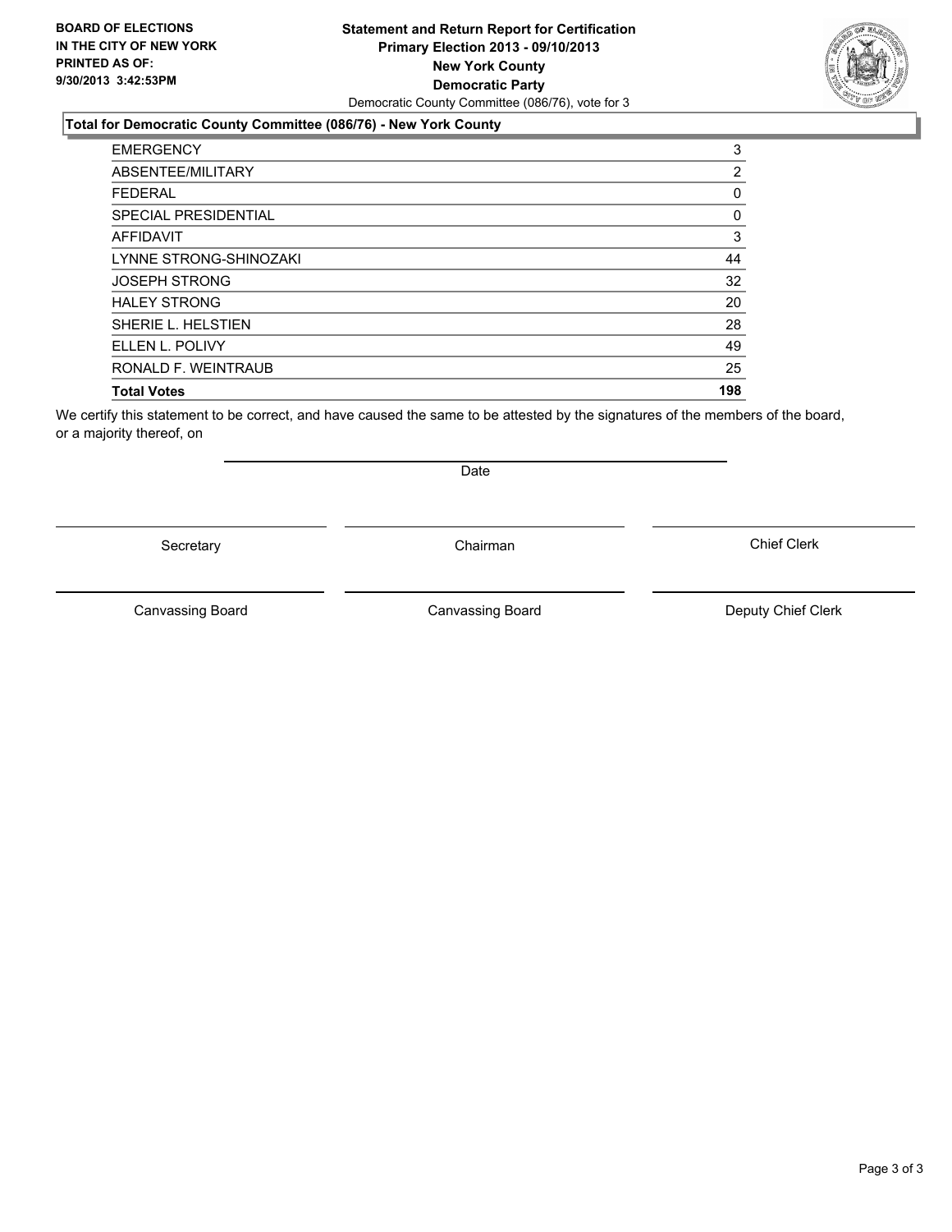**BOARD OF ELECTIONS IN THE CITY OF NEW YORK PRINTED AS OF: 9/30/2013 3:42:53PM**

**Statement and Return Report for Certification**
**Primary Election 2013 - 09/10/2013**
**New York County**
**Democratic Party**
Democratic County Committee (086/76), vote for 3

### Total for Democratic County Committee (086/76) - New York County

| | |
|---|---|
| EMERGENCY | 3 |
| ABSENTEE/MILITARY | 2 |
| FEDERAL | 0 |
| SPECIAL PRESIDENTIAL | 0 |
| AFFIDAVIT | 3 |
| LYNNE STRONG-SHINOZAKI | 44 |
| JOSEPH STRONG | 32 |
| HALEY STRONG | 20 |
| SHERIE L. HELSTIEN | 28 |
| ELLEN L. POLIVY | 49 |
| RONALD F. WEINTRAUB | 25 |
| **Total Votes** | **198** |

We certify this statement to be correct, and have caused the same to be attested by the signatures of the members of the board, or a majority thereof, on

Date

Secretary

Chairman

Chief Clerk

Canvassing Board

Canvassing Board

Deputy Chief Clerk